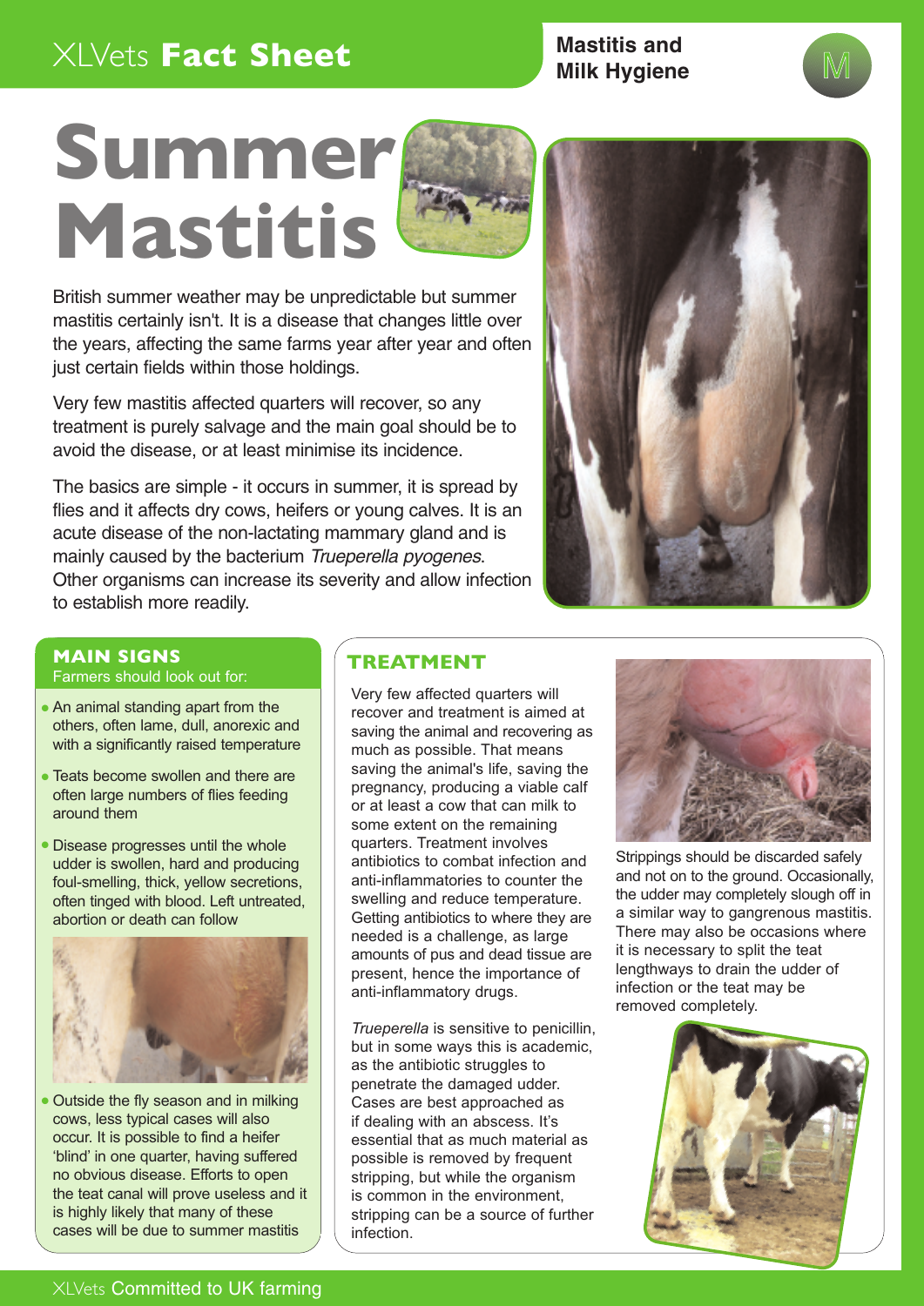XLVets **Fact Sheet**

**Mastitis and Milk Hygiene**

# Summer Mastitis

British summer weather may be unpredictable but summer mastitis certainly isn't. It is a disease that changes little over the years, affecting the same farms year after year and often just certain fields within those holdings.

Very few mastitis affected quarters will recover, so any treatment is purely salvage and the main goal should be to avoid the disease, or at least minimise its incidence.

The basics are simple - it occurs in summer, it is spread by flies and it affects dry cows, heifers or young calves. It is an acute disease of the non-lactating mammary gland and is mainly caused by the bacterium *Trueperella pyogenes*. Other organisms can increase its severity and allow infection to establish more readily.

## MAIN SIGNS

Farmers should look out for:

- An animal standing apart from the others, often lame, dull, anorexic and with a significantly raised temperature
- Teats become swollen and there are often large numbers of flies feeding around them
- Disease progresses until the whole udder is swollen, hard and producing foul-smelling, thick, yellow secretions, often tinged with blood. Left untreated, abortion or death can follow
- Outside the fly season and in milking cows, less typical cases will also occur. It is possible to find a heifer 'blind' in one quarter, having suffered no obvious disease. Efforts to open the teat canal will prove useless and it is highly likely that many of these cases will be due to summer mastitis

## TREATMENT

Very few affected quarters will recover and treatment is aimed at saving the animal and recovering as much as possible. That means saving the animal's life, saving the pregnancy, producing a viable calf or at least a cow that can milk to some extent on the remaining quarters. Treatment involves antibiotics to combat infection and anti-inflammatories to counter the swelling and reduce temperature. Getting antibiotics to where they are needed is a challenge, as large amounts of pus and dead tissue are present, hence the importance of anti-inflammatory drugs.

*Trueperella* is sensitive to penicillin, but in some ways this is academic, as the antibiotic struggles to penetrate the damaged udder. Cases are best approached as if dealing with an abscess. It's essential that as much material as possible is removed by frequent stripping, but while the organism is common in the environment, stripping can be a source of further infection.

Strippings should be discarded safely and not on to the ground. Occasionally, the udder may completely slough off in a similar way to gangrenous mastitis. There may also be occasions where it is necessary to split the teat lengthways to drain the udder of infection or the teat may be removed completely.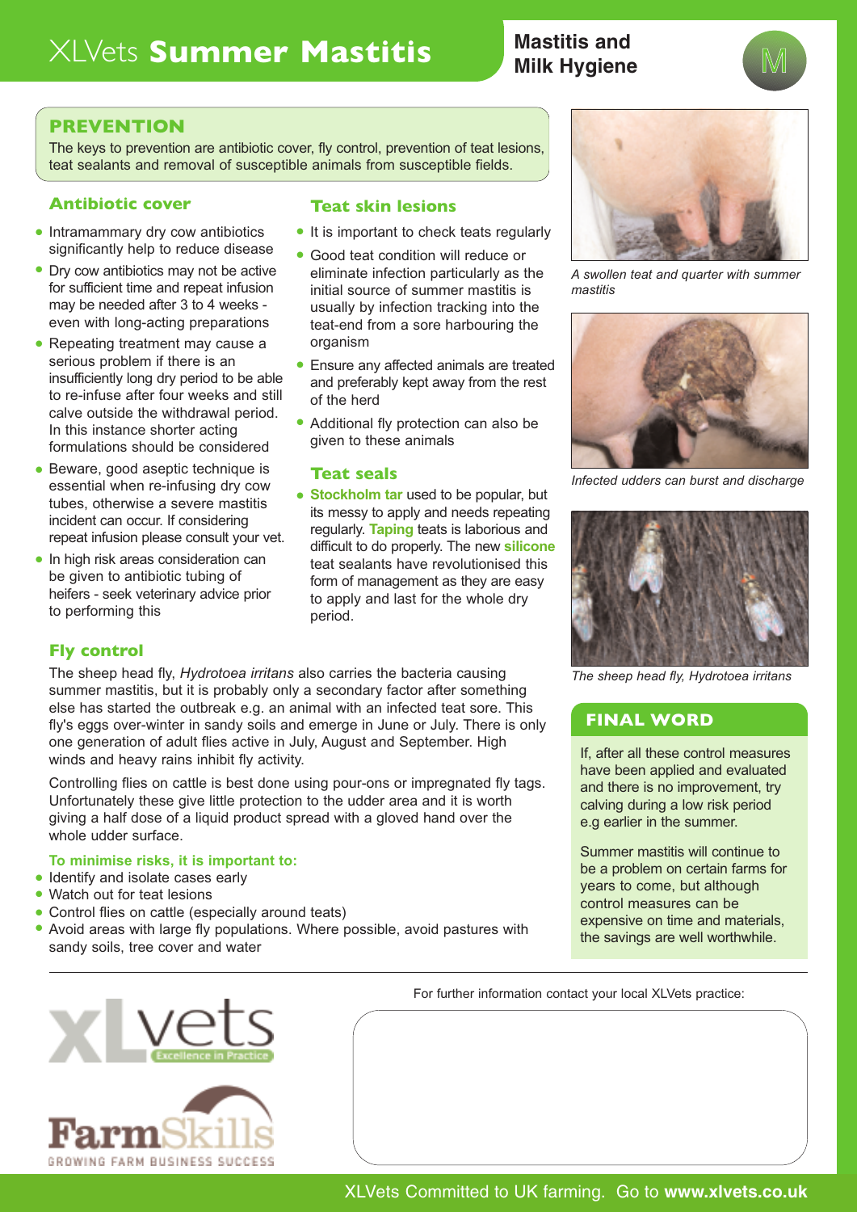# XLVets Summer Mastitis

**Mastitis and Milk Hygiene**

## PREVENTION

The keys to prevention are antibiotic cover, fly control, prevention of teat lesions, teat sealants and removal of susceptible animals from susceptible fields.

### Antibiotic cover

- Intramammary dry cow antibiotics significantly help to reduce disease
- Dry cow antibiotics may not be active for sufficient time and repeat infusion may be needed after 3 to 4 weeks - even with long-acting preparations
- Repeating treatment may cause a serious problem if there is an insufficiently long dry period to be able to re-infuse after four weeks and still calve outside the withdrawal period. In this instance shorter acting formulations should be considered
- Beware, good aseptic technique is essential when re-infusing dry cow tubes, otherwise a severe mastitis incident can occur. If considering repeat infusion please consult your vet.
- In high risk areas consideration can be given to antibiotic tubing of heifers - seek veterinary advice prior to performing this

### Teat skin lesions

- It is important to check teats regularly
- Good teat condition will reduce or eliminate infection particularly as the initial source of summer mastitis is usually by infection tracking into the teat-end from a sore harbouring the organism
- Ensure any affected animals are treated and preferably kept away from the rest of the herd
- Additional fly protection can also be given to these animals

### Teat seals

- **Stockholm tar** used to be popular, but its messy to apply and needs repeating regularly. **Taping** teats is laborious and difficult to do properly. The new **silicone** teat sealants have revolutionised this form of management as they are easy to apply and last for the whole dry period.

### Fly control

The sheep head fly, *Hydrotoea irritans* also carries the bacteria causing summer mastitis, but it is probably only a secondary factor after something else has started the outbreak e.g. an animal with an infected teat sore. This fly's eggs over-winter in sandy soils and emerge in June or July. There is only one generation of adult flies active in July, August and September. High winds and heavy rains inhibit fly activity.

Controlling flies on cattle is best done using pour-ons or impregnated fly tags. Unfortunately these give little protection to the udder area and it is worth giving a half dose of a liquid product spread with a gloved hand over the whole udder surface.

**To minimise risks, it is important to:**

- Identify and isolate cases early
- Watch out for teat lesions
- Control flies on cattle (especially around teats)
- Avoid areas with large fly populations. Where possible, avoid pastures with sandy soils, tree cover and water

*A swollen teat and quarter with summer mastitis*

*Infected udders can burst and discharge*

*The sheep head fly, Hydrotoea irritans*

## FINAL WORD

If, after all these control measures have been applied and evaluated and there is no improvement, try calving during a low risk period e.g earlier in the summer.

Summer mastitis will continue to be a problem on certain farms for years to come, but although control measures can be expensive on time and materials, the savings are well worthwhile.

For further information contact your local XLVets practice:

xlvets Excellence in Practice

FarmSkills GROWING FARM BUSINESS SUCCESS

XLVets Committed to UK farming. Go to **www.xlvets.co.uk**